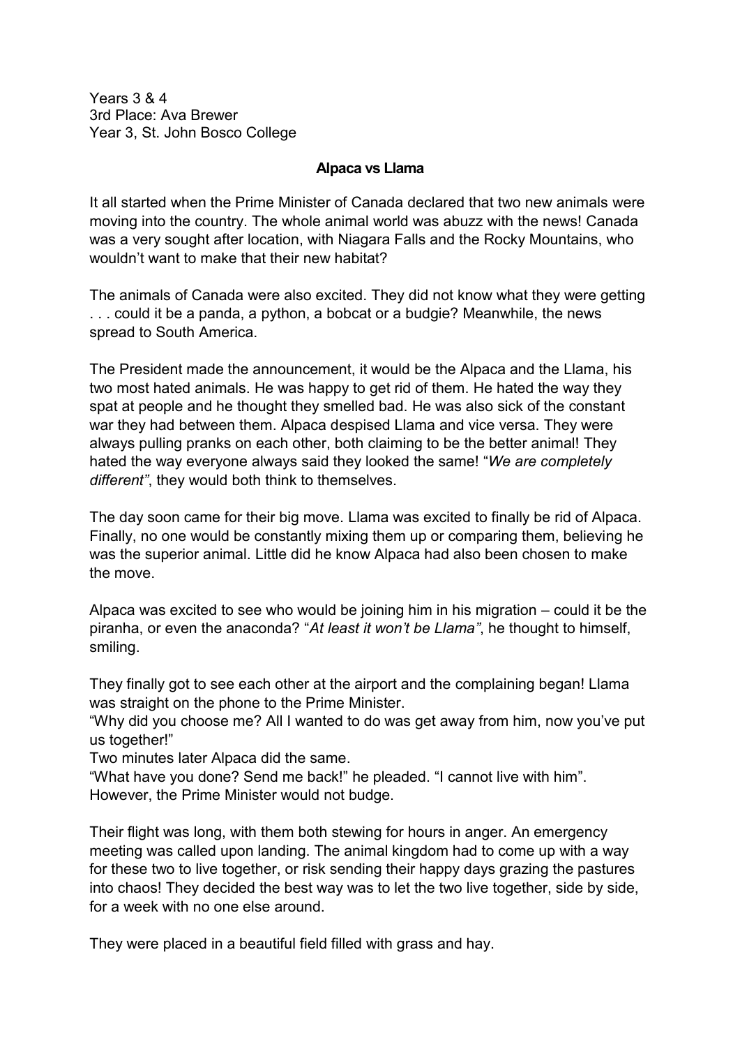Years 3 & 4
3rd Place: Ava Brewer
Year 3, St. John Bosco College

**Alpaca vs Llama**

It all started when the Prime Minister of Canada declared that two new animals were moving into the country. The whole animal world was abuzz with the news! Canada was a very sought after location, with Niagara Falls and the Rocky Mountains, who wouldn't want to make that their new habitat?

The animals of Canada were also excited. They did not know what they were getting . . . could it be a panda, a python, a bobcat or a budgie? Meanwhile, the news spread to South America.

The President made the announcement, it would be the Alpaca and the Llama, his two most hated animals. He was happy to get rid of them. He hated the way they spat at people and he thought they smelled bad. He was also sick of the constant war they had between them. Alpaca despised Llama and vice versa. They were always pulling pranks on each other, both claiming to be the better animal! They hated the way everyone always said they looked the same! "*We are completely different"*, they would both think to themselves.

The day soon came for their big move. Llama was excited to finally be rid of Alpaca. Finally, no one would be constantly mixing them up or comparing them, believing he was the superior animal. Little did he know Alpaca had also been chosen to make the move.

Alpaca was excited to see who would be joining him in his migration – could it be the piranha, or even the anaconda? "*At least it won't be Llama"*, he thought to himself, smiling.

They finally got to see each other at the airport and the complaining began! Llama was straight on the phone to the Prime Minister.
"Why did you choose me? All I wanted to do was get away from him, now you've put us together!"
Two minutes later Alpaca did the same.
"What have you done? Send me back!" he pleaded. "I cannot live with him".
However, the Prime Minister would not budge.

Their flight was long, with them both stewing for hours in anger. An emergency meeting was called upon landing. The animal kingdom had to come up with a way for these two to live together, or risk sending their happy days grazing the pastures into chaos! They decided the best way was to let the two live together, side by side, for a week with no one else around.

They were placed in a beautiful field filled with grass and hay.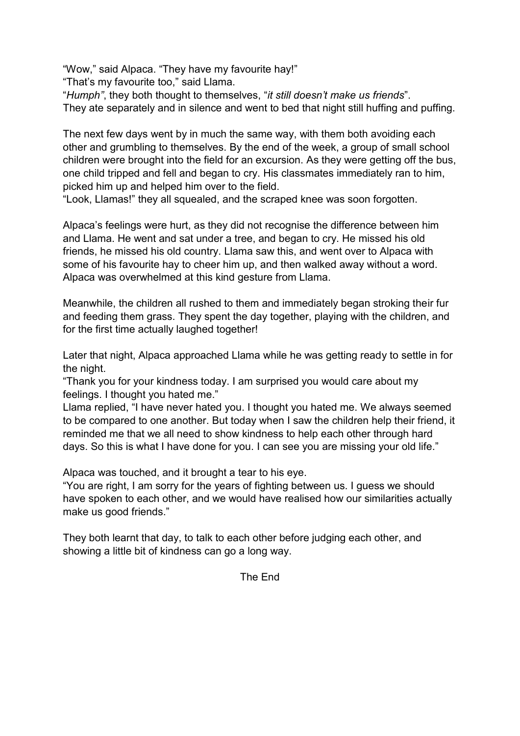“Wow,” said Alpaca. “They have my favourite hay!”
“That’s my favourite too,” said Llama.
“*Humph”*, they both thought to themselves, “*it still doesn’t make us friends*”.
They ate separately and in silence and went to bed that night still huffing and puffing.

The next few days went by in much the same way, with them both avoiding each other and grumbling to themselves. By the end of the week, a group of small school children were brought into the field for an excursion. As they were getting off the bus, one child tripped and fell and began to cry. His classmates immediately ran to him, picked him up and helped him over to the field.
“Look, Llamas!” they all squealed, and the scraped knee was soon forgotten.

Alpaca’s feelings were hurt, as they did not recognise the difference between him and Llama. He went and sat under a tree, and began to cry. He missed his old friends, he missed his old country. Llama saw this, and went over to Alpaca with some of his favourite hay to cheer him up, and then walked away without a word. Alpaca was overwhelmed at this kind gesture from Llama.

Meanwhile, the children all rushed to them and immediately began stroking their fur and feeding them grass. They spent the day together, playing with the children, and for the first time actually laughed together!

Later that night, Alpaca approached Llama while he was getting ready to settle in for the night.
“Thank you for your kindness today. I am surprised you would care about my feelings. I thought you hated me.”
Llama replied, “I have never hated you. I thought you hated me. We always seemed to be compared to one another. But today when I saw the children help their friend, it reminded me that we all need to show kindness to help each other through hard days. So this is what I have done for you. I can see you are missing your old life.”

Alpaca was touched, and it brought a tear to his eye.
“You are right, I am sorry for the years of fighting between us. I guess we should have spoken to each other, and we would have realised how our similarities actually make us good friends.”

They both learnt that day, to talk to each other before judging each other, and showing a little bit of kindness can go a long way.

The End